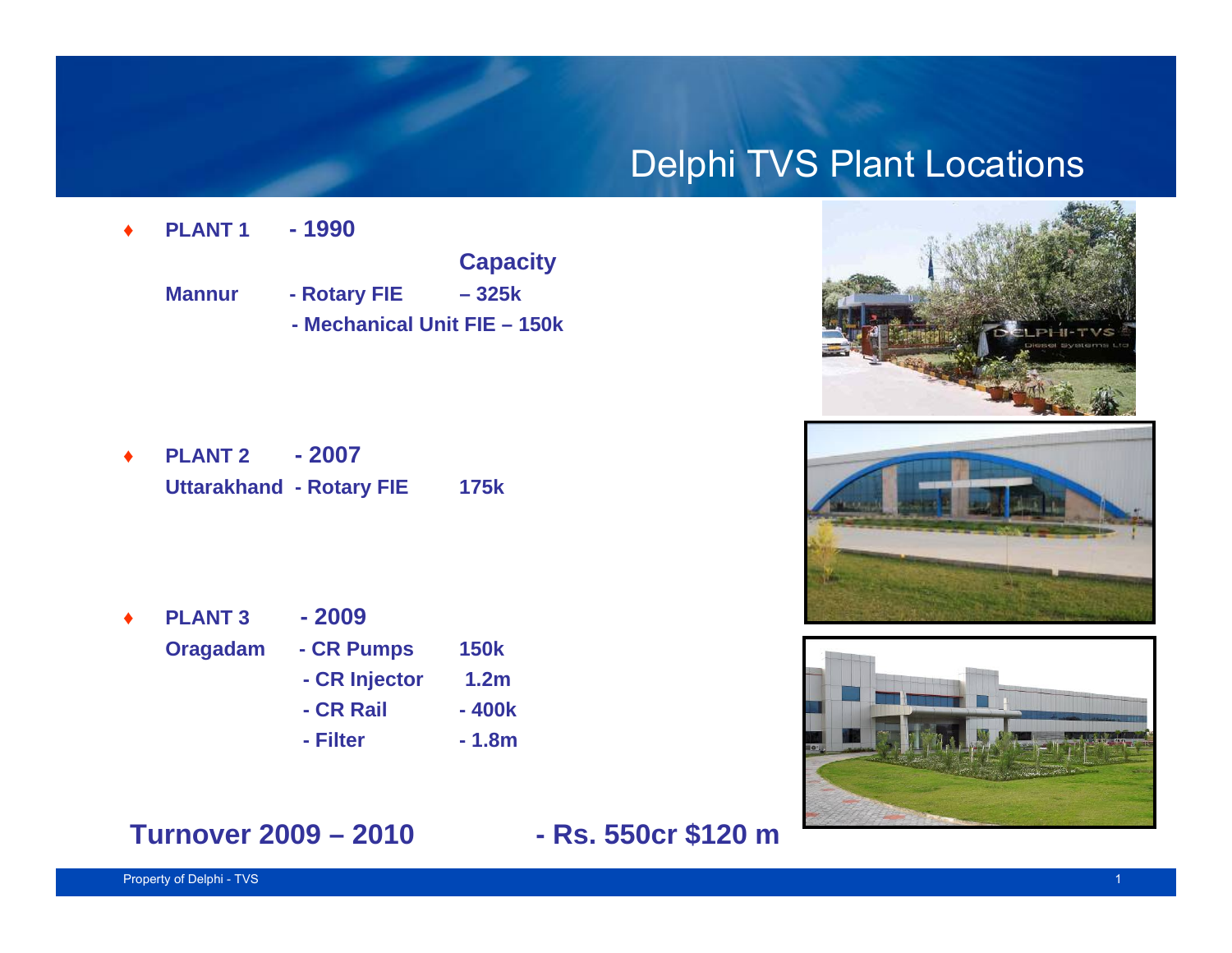# Delphi TVS Plant Locations

- **PLANT 1 - 1990**

  | | | Capacity |
  |---|---|---|
  | **Mannur** | **- Rotary FIE** | **– 325k** |
  | | **- Mechanical Unit FIE** | **– 150k** |

- **PLANT 2 - 2007**

  | | | |
  |---|---|---|
  | **Uttarakhand** | **- Rotary FIE** | **175k** |

- **PLANT 3 - 2009**

  | | | |
  |---|---|---|
  | **Oragadam** | **- CR Pumps** | **150k** |
  | | **- CR Injector** | **1.2m** |
  | | **- CR Rail** | **- 400k** |
  | | **- Filter** | **- 1.8m** |

**Turnover 2009 – 2010 - Rs. 550cr $120 m**

Property of Delphi - TVS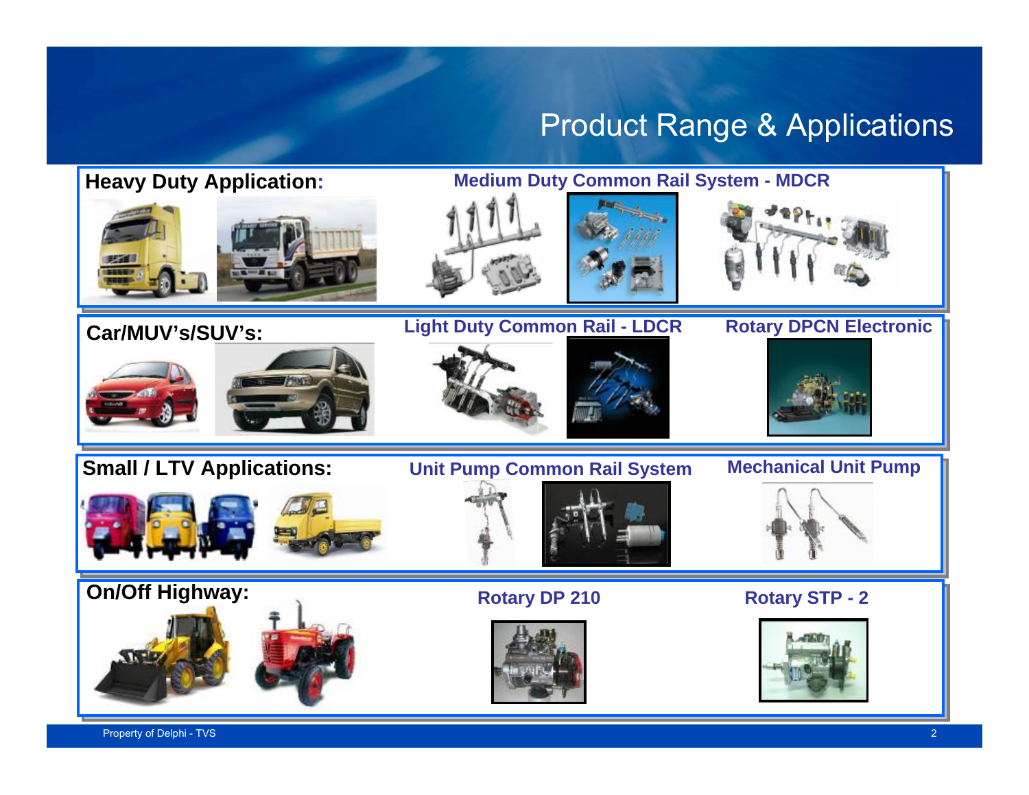# Product Range & Applications

**Heavy Duty Application:**

**Medium Duty Common Rail System - MDCR**

**Car/MUV's/SUV's:**

**Light Duty Common Rail - LDCR**

**Rotary DPCN Electronic**

**Small / LTV Applications:**

**Unit Pump Common Rail System**

**Mechanical Unit Pump**

**On/Off Highway:**

**Rotary DP 210**

**Rotary STP - 2**

Property of Delphi - TVS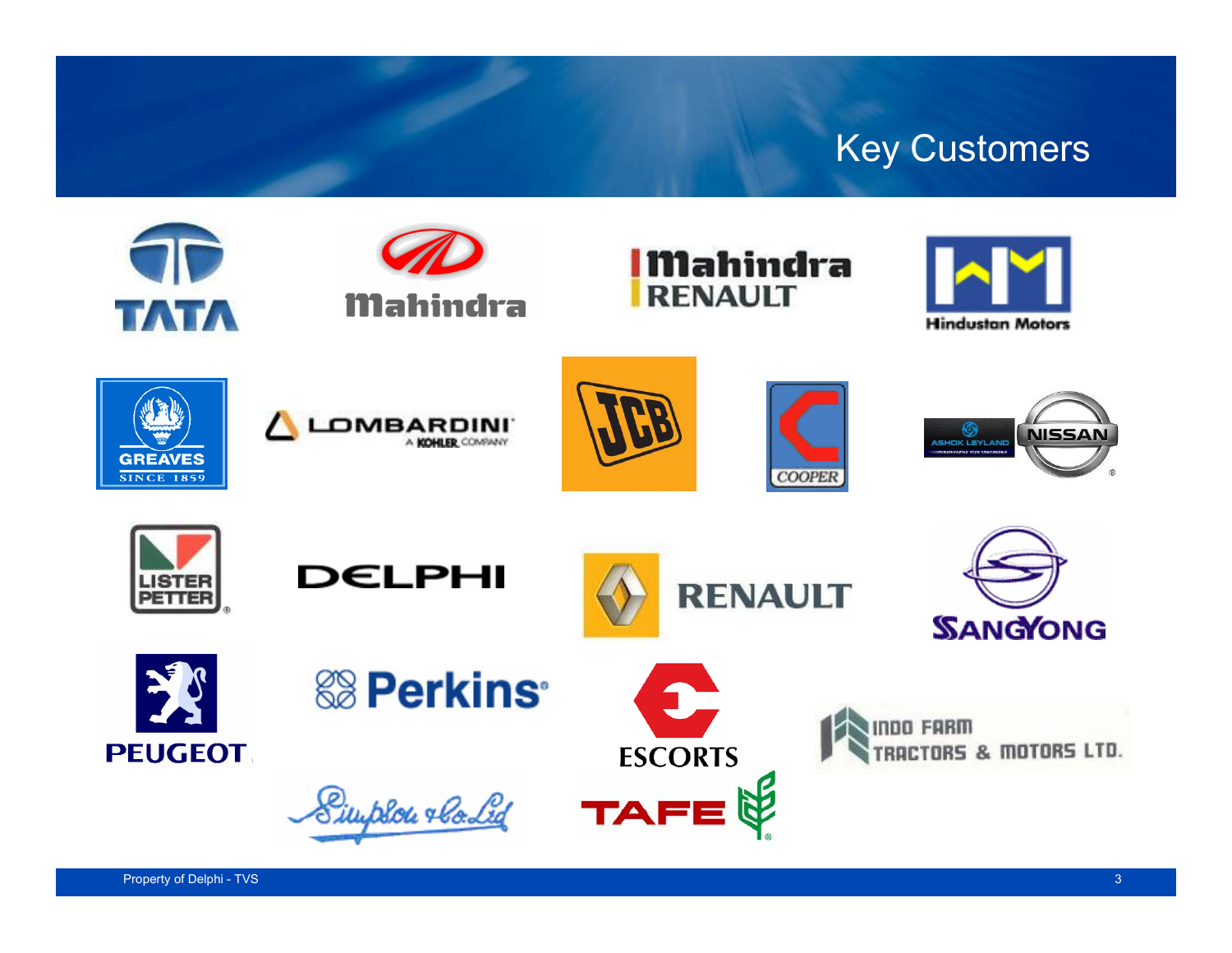# Key Customers

TATA

Mahindra

Mahindra RENAULT

Hindustan Motors

GREAVES SINCE 1859

LOMBARDINI A KOHLER COMPANY

JCB

COOPER

ASHOK LEYLAND NISSAN

LISTER PETTER

DELPHI

RENAULT

SANGYONG

PEUGEOT

Perkins

ESCORTS

INDO FARM TRACTORS & MOTORS LTD.

Simpson & Co. Ltd

TAFE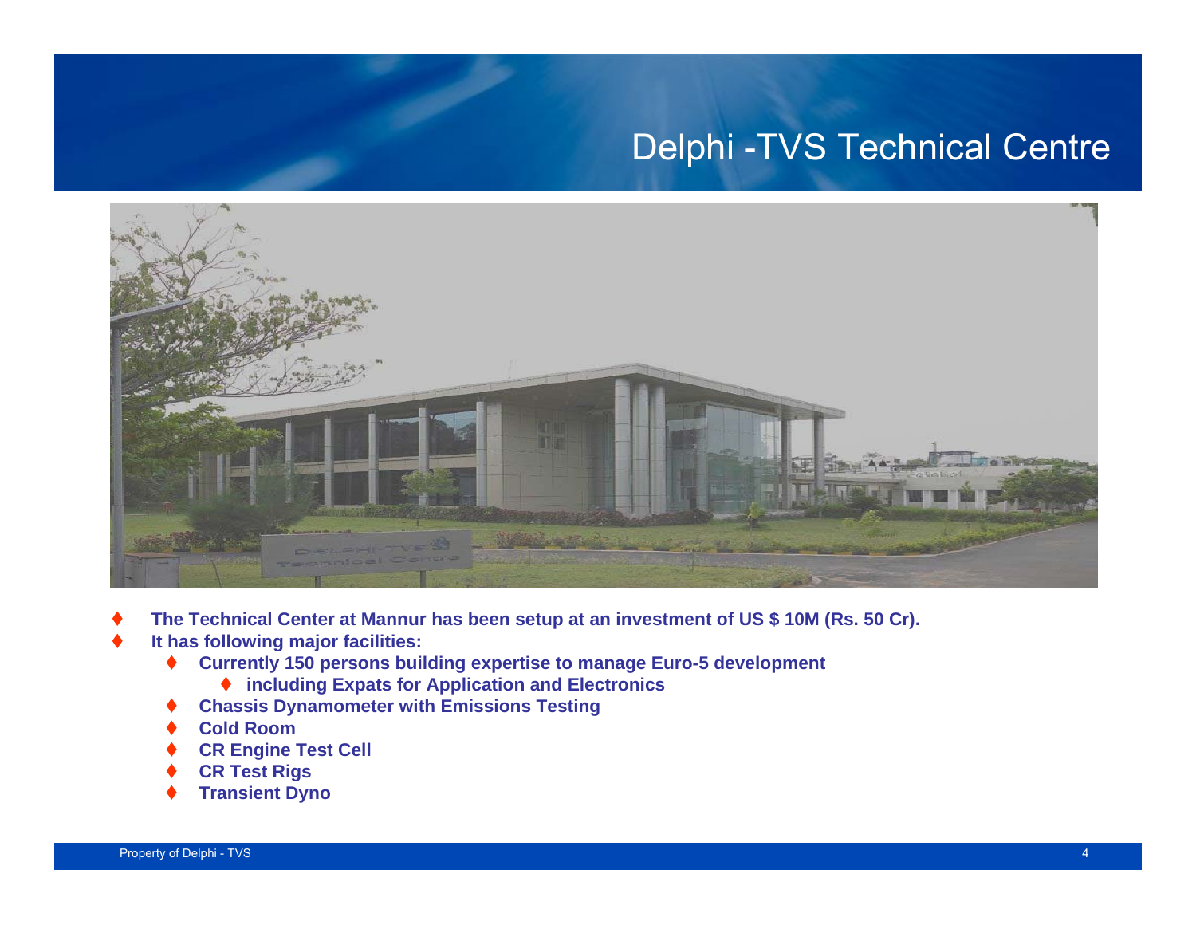# Delphi -TVS Technical Centre

- **The Technical Center at Mannur has been setup at an investment of US $ 10M (Rs. 50 Cr).**
- **It has following major facilities:**
  - **Currently 150 persons building expertise to manage Euro-5 development**
    - **including Expats for Application and Electronics**
  - **Chassis Dynamometer with Emissions Testing**
  - **Cold Room**
  - **CR Engine Test Cell**
  - **CR Test Rigs**
  - **Transient Dyno**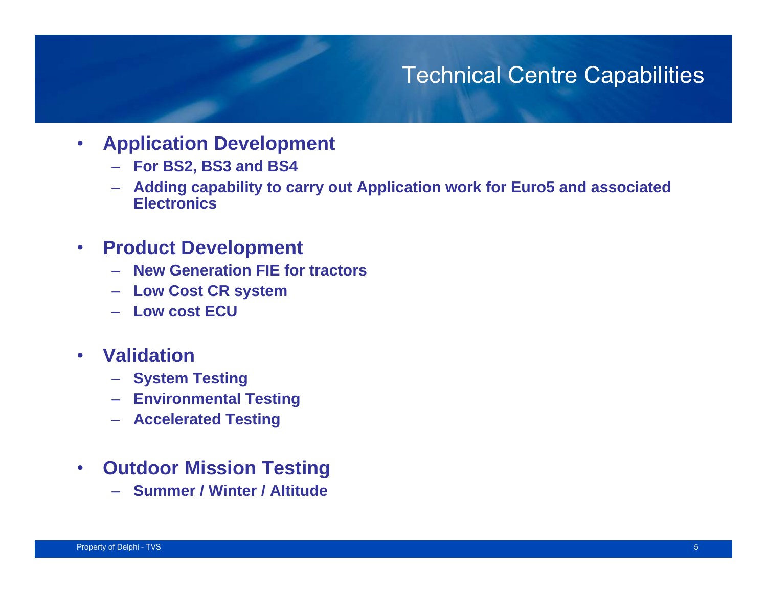# Technical Centre Capabilities

- **Application Development**
  - **For BS2, BS3 and BS4**
  - **Adding capability to carry out Application work for Euro5 and associated Electronics**

- **Product Development**
  - **New Generation FIE for tractors**
  - **Low Cost CR system**
  - **Low cost ECU**

- **Validation**
  - **System Testing**
  - **Environmental Testing**
  - **Accelerated Testing**

- **Outdoor Mission Testing**
  - **Summer / Winter / Altitude**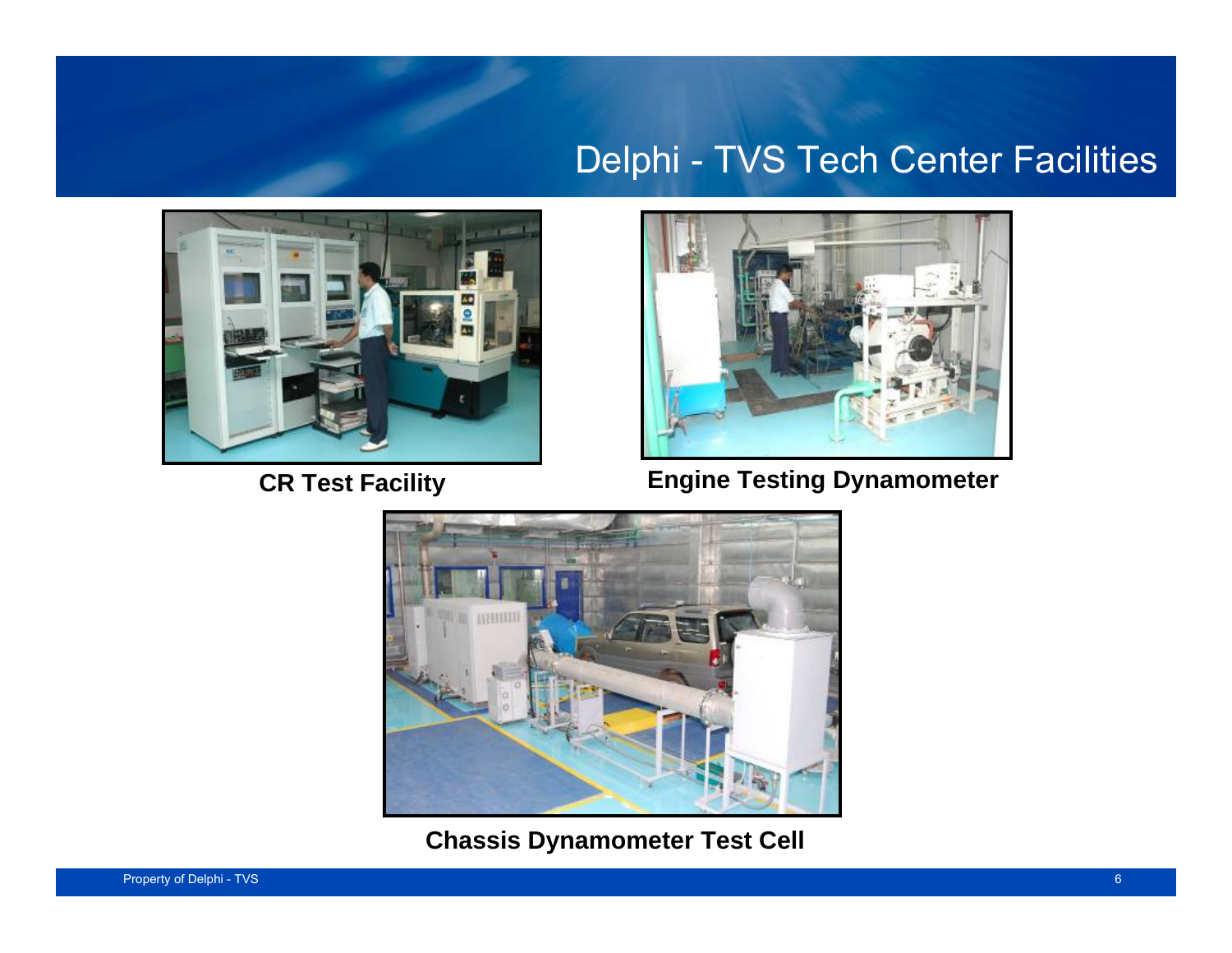# Delphi - TVS Tech Center Facilities

**CR Test Facility**

**Engine Testing Dynamometer**

**Chassis Dynamometer Test Cell**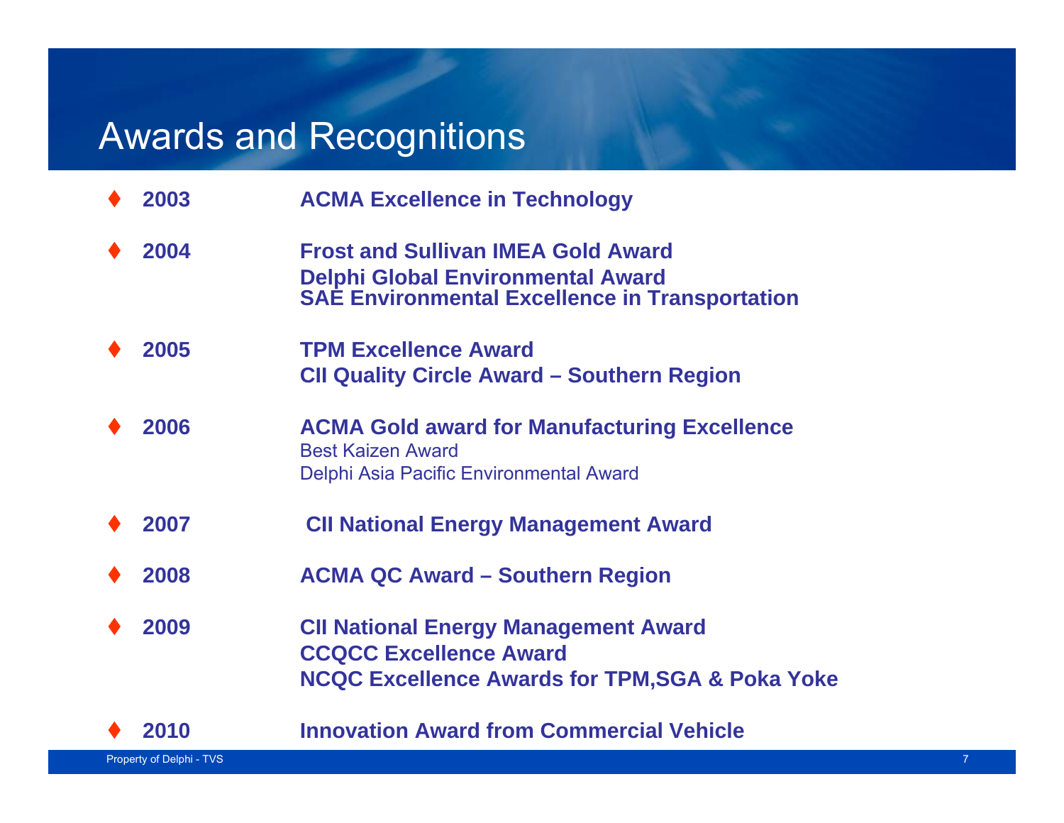# Awards and Recognitions

- **2003** — **ACMA Excellence in Technology**
- **2004** — **Frost and Sullivan IMEA Gold Award**
  **Delphi Global Environmental Award**
  **SAE Environmental Excellence in Transportation**
- **2005** — **TPM Excellence Award**
  **CII Quality Circle Award – Southern Region**
- **2006** — **ACMA Gold award for Manufacturing Excellence**
  Best Kaizen Award
  Delphi Asia Pacific Environmental Award
- **2007** — **CII National Energy Management Award**
- **2008** — **ACMA QC Award – Southern Region**
- **2009** — **CII National Energy Management Award**
  **CCQCC Excellence Award**
  **NCQC Excellence Awards for TPM,SGA & Poka Yoke**
- **2010** — **Innovation Award from Commercial Vehicle**